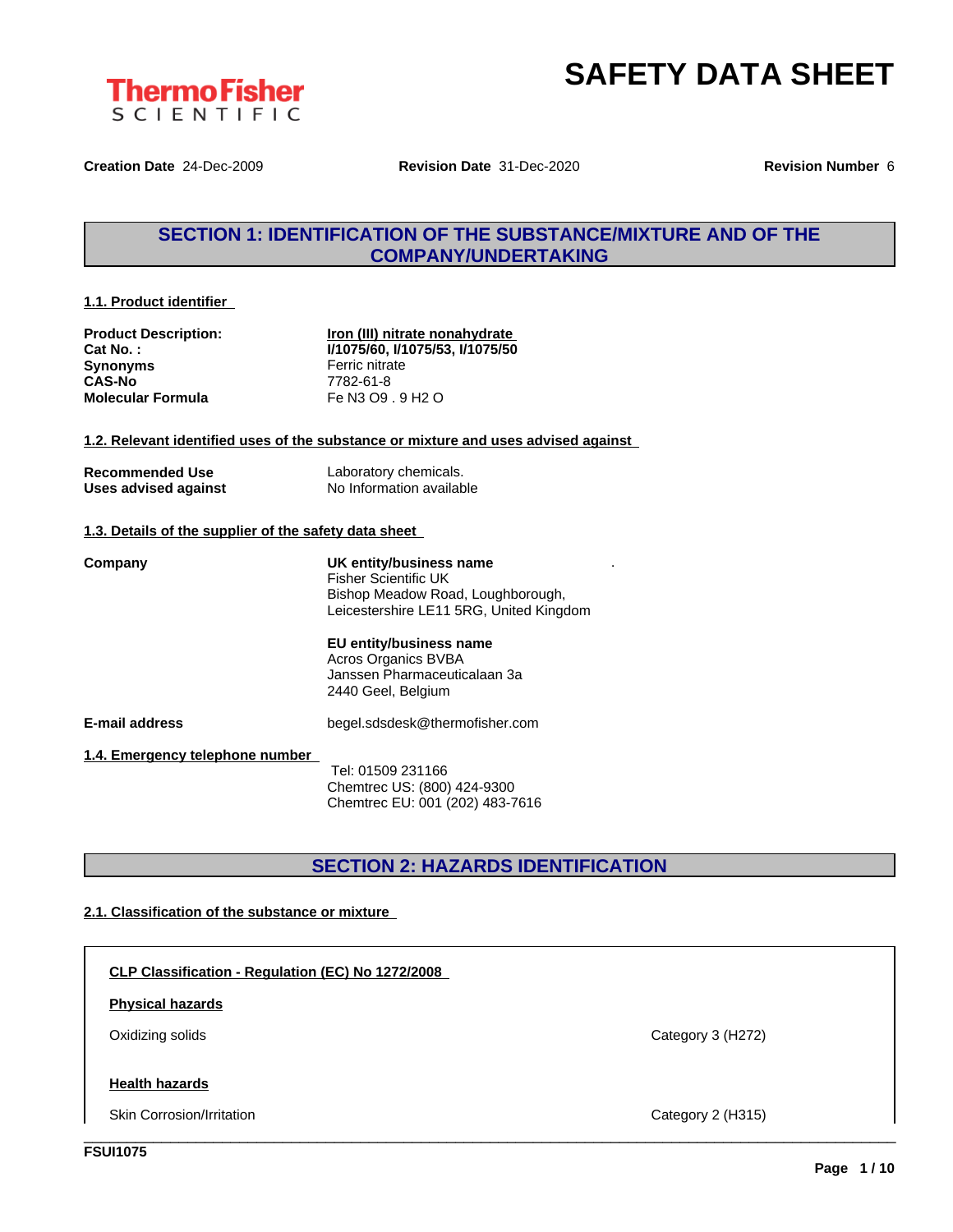ThermoFisher SCIENTIFIC

# SAFETY DATA SHEET

**Creation Date** 24-Dec-2009 **Revision Date** 31-Dec-2020 **Revision Number** 6

## SECTION 1: IDENTIFICATION OF THE SUBSTANCE/MIXTURE AND OF THE COMPANY/UNDERTAKING

### 1.1. Product identifier

| | |
|---|---|
| **Product Description:** | **Iron (III) nitrate nonahydrate** |
| **Cat No. :** | **I/1075/60, I/1075/53, I/1075/50** |
| **Synonyms** | Ferric nitrate |
| **CAS-No** | 7782-61-8 |
| **Molecular Formula** | Fe N3 O9 . 9 H2 O |

### 1.2. Relevant identified uses of the substance or mixture and uses advised against

| | |
|---|---|
| **Recommended Use** | Laboratory chemicals. |
| **Uses advised against** | No Information available |

### 1.3. Details of the supplier of the safety data sheet

**Company**

**UK entity/business name**
Fisher Scientific UK
Bishop Meadow Road, Loughborough,
Leicestershire LE11 5RG, United Kingdom

**EU entity/business name**
Acros Organics BVBA
Janssen Pharmaceuticalaan 3a
2440 Geel, Belgium

**E-mail address** begel.sdsdesk@thermofisher.com

### 1.4. Emergency telephone number

Tel: 01509 231166
Chemtrec US: (800) 424-9300
Chemtrec EU: 001 (202) 483-7616

## SECTION 2: HAZARDS IDENTIFICATION

### 2.1. Classification of the substance or mixture

**CLP Classification - Regulation (EC) No 1272/2008**

**Physical hazards**

| | |
|---|---|
| Oxidizing solids | Category 3 (H272) |

**Health hazards**

| | |
|---|---|
| Skin Corrosion/Irritation | Category 2 (H315) |

FSUI1075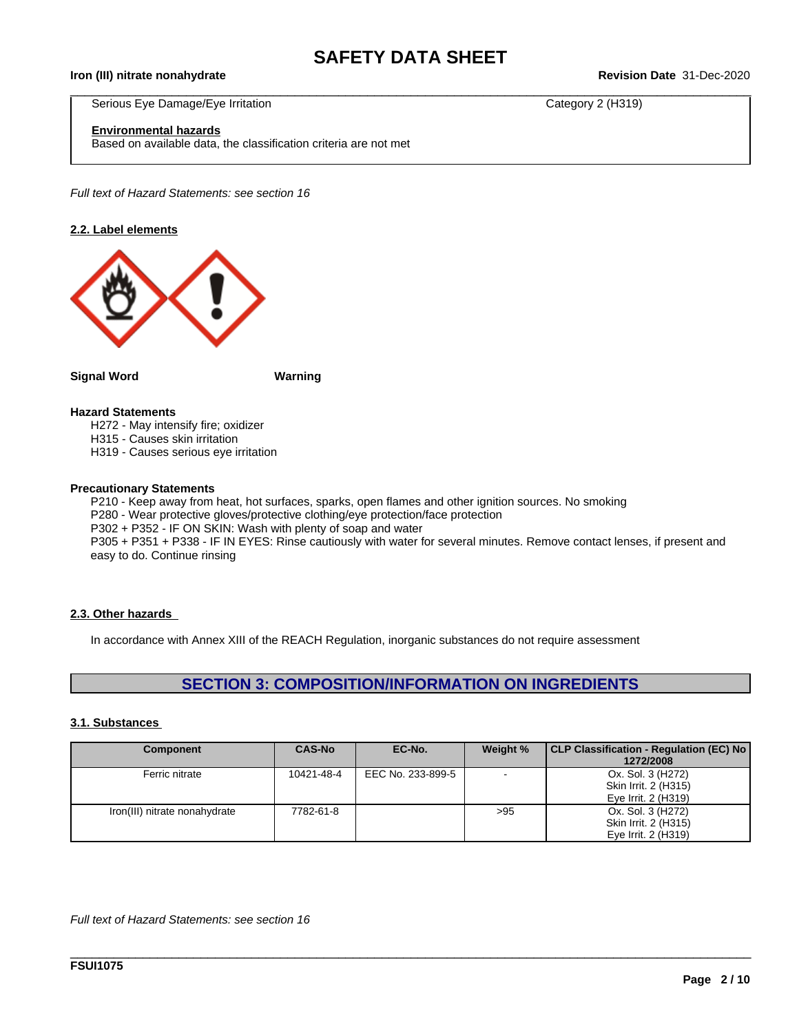| | |
|---|---|
| Serious Eye Damage/Eye Irritation | Category 2 (H319) |

**Environmental hazards**
Based on available data, the classification criteria are not met

*Full text of Hazard Statements: see section 16*

### 2.2. Label elements

**Signal Word** **Warning**

**Hazard Statements**

H272 - May intensify fire; oxidizer
H315 - Causes skin irritation
H319 - Causes serious eye irritation

**Precautionary Statements**

P210 - Keep away from heat, hot surfaces, sparks, open flames and other ignition sources. No smoking
P280 - Wear protective gloves/protective clothing/eye protection/face protection
P302 + P352 - IF ON SKIN: Wash with plenty of soap and water
P305 + P351 + P338 - IF IN EYES: Rinse cautiously with water for several minutes. Remove contact lenses, if present and easy to do. Continue rinsing

### 2.3. Other hazards

In accordance with Annex XIII of the REACH Regulation, inorganic substances do not require assessment

## SECTION 3: COMPOSITION/INFORMATION ON INGREDIENTS

### 3.1. Substances

| Component | CAS-No | EC-No. | Weight % | CLP Classification - Regulation (EC) No 1272/2008 |
|---|---|---|---|---|
| Ferric nitrate | 10421-48-4 | EEC No. 233-899-5 | - | Ox. Sol. 3 (H272)<br>Skin Irrit. 2 (H315)<br>Eye Irrit. 2 (H319) |
| Iron(III) nitrate nonahydrate | 7782-61-8 | | >95 | Ox. Sol. 3 (H272)<br>Skin Irrit. 2 (H315)<br>Eye Irrit. 2 (H319) |

*Full text of Hazard Statements: see section 16*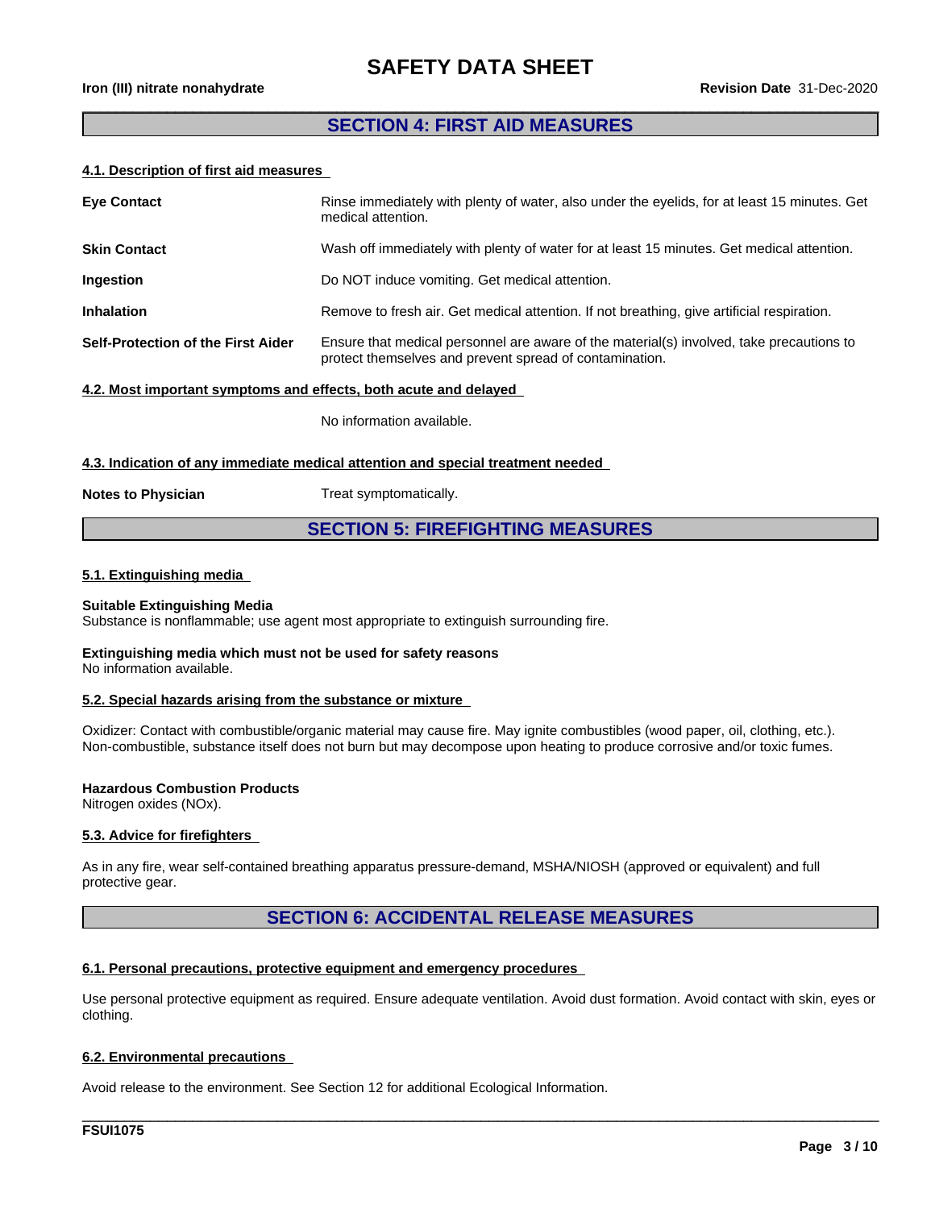## SECTION 4: FIRST AID MEASURES

### 4.1. Description of first aid measures

| | |
|---|---|
| **Eye Contact** | Rinse immediately with plenty of water, also under the eyelids, for at least 15 minutes. Get medical attention. |
| **Skin Contact** | Wash off immediately with plenty of water for at least 15 minutes. Get medical attention. |
| **Ingestion** | Do NOT induce vomiting. Get medical attention. |
| **Inhalation** | Remove to fresh air. Get medical attention. If not breathing, give artificial respiration. |
| **Self-Protection of the First Aider** | Ensure that medical personnel are aware of the material(s) involved, take precautions to protect themselves and prevent spread of contamination. |

### 4.2. Most important symptoms and effects, both acute and delayed

No information available.

### 4.3. Indication of any immediate medical attention and special treatment needed

**Notes to Physician** Treat symptomatically.

## SECTION 5: FIREFIGHTING MEASURES

### 5.1. Extinguishing media

**Suitable Extinguishing Media**
Substance is nonflammable; use agent most appropriate to extinguish surrounding fire.

**Extinguishing media which must not be used for safety reasons**
No information available.

### 5.2. Special hazards arising from the substance or mixture

Oxidizer: Contact with combustible/organic material may cause fire. May ignite combustibles (wood paper, oil, clothing, etc.). Non-combustible, substance itself does not burn but may decompose upon heating to produce corrosive and/or toxic fumes.

**Hazardous Combustion Products**
Nitrogen oxides (NOx).

### 5.3. Advice for firefighters

As in any fire, wear self-contained breathing apparatus pressure-demand, MSHA/NIOSH (approved or equivalent) and full protective gear.

## SECTION 6: ACCIDENTAL RELEASE MEASURES

### 6.1. Personal precautions, protective equipment and emergency procedures

Use personal protective equipment as required. Ensure adequate ventilation. Avoid dust formation. Avoid contact with skin, eyes or clothing.

### 6.2. Environmental precautions

Avoid release to the environment. See Section 12 for additional Ecological Information.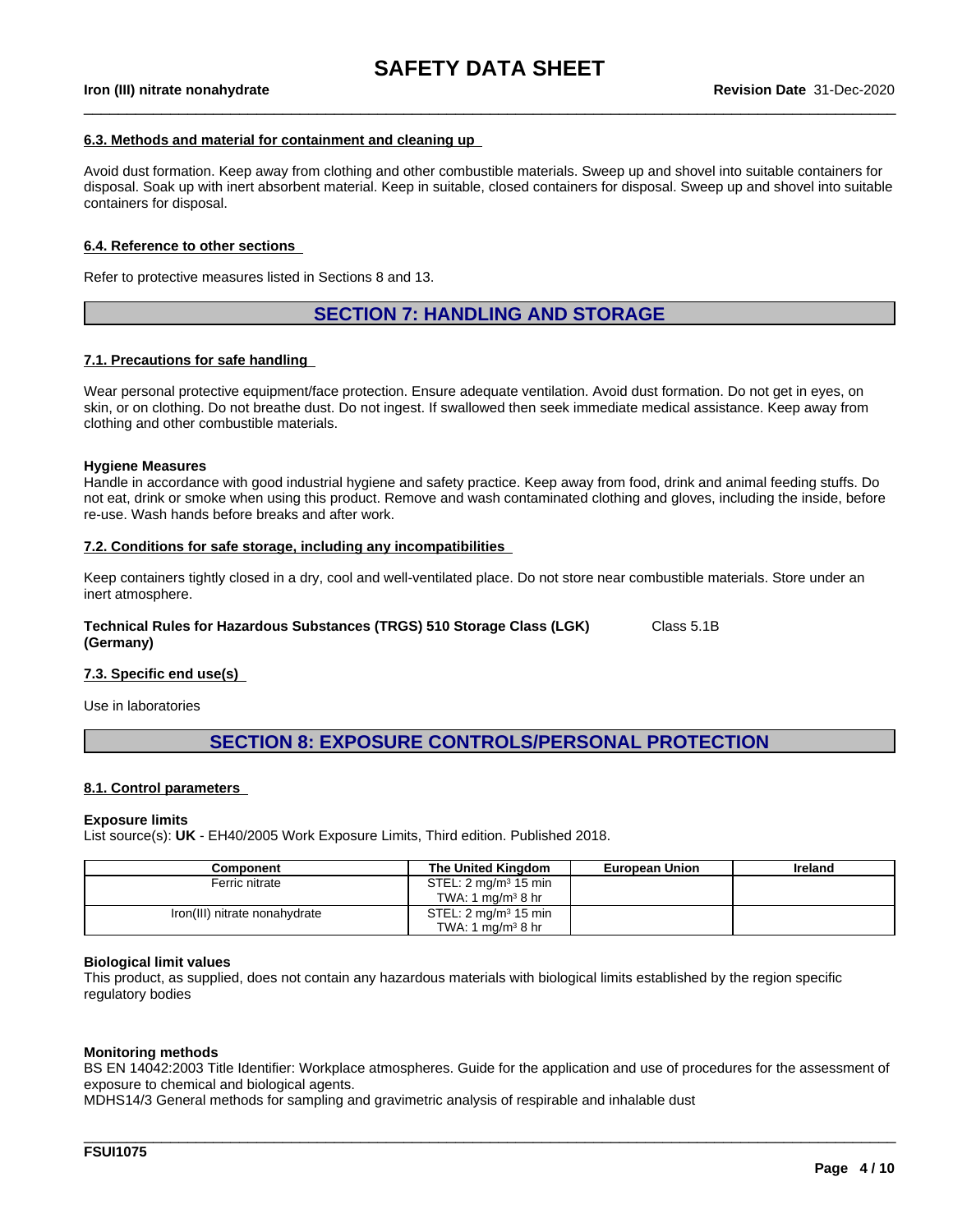### 6.3. Methods and material for containment and cleaning up

Avoid dust formation. Keep away from clothing and other combustible materials. Sweep up and shovel into suitable containers for disposal. Soak up with inert absorbent material. Keep in suitable, closed containers for disposal. Sweep up and shovel into suitable containers for disposal.

### 6.4. Reference to other sections

Refer to protective measures listed in Sections 8 and 13.

## SECTION 7: HANDLING AND STORAGE

### 7.1. Precautions for safe handling

Wear personal protective equipment/face protection. Ensure adequate ventilation. Avoid dust formation. Do not get in eyes, on skin, or on clothing. Do not breathe dust. Do not ingest. If swallowed then seek immediate medical assistance. Keep away from clothing and other combustible materials.

**Hygiene Measures**
Handle in accordance with good industrial hygiene and safety practice. Keep away from food, drink and animal feeding stuffs. Do not eat, drink or smoke when using this product. Remove and wash contaminated clothing and gloves, including the inside, before re-use. Wash hands before breaks and after work.

### 7.2. Conditions for safe storage, including any incompatibilities

Keep containers tightly closed in a dry, cool and well-ventilated place. Do not store near combustible materials. Store under an inert atmosphere.

**Technical Rules for Hazardous Substances (TRGS) 510 Storage Class (LGK) (Germany)** Class 5.1B

### 7.3. Specific end use(s)

Use in laboratories

## SECTION 8: EXPOSURE CONTROLS/PERSONAL PROTECTION

### 8.1. Control parameters

**Exposure limits**
List source(s): **UK** - EH40/2005 Work Exposure Limits, Third edition. Published 2018.

| Component | The United Kingdom | European Union | Ireland |
|---|---|---|---|
| Ferric nitrate | STEL: 2 mg/m³ 15 min<br>TWA: 1 mg/m³ 8 hr | | |
| Iron(III) nitrate nonahydrate | STEL: 2 mg/m³ 15 min<br>TWA: 1 mg/m³ 8 hr | | |

**Biological limit values**
This product, as supplied, does not contain any hazardous materials with biological limits established by the region specific regulatory bodies

**Monitoring methods**
BS EN 14042:2003 Title Identifier: Workplace atmospheres. Guide for the application and use of procedures for the assessment of exposure to chemical and biological agents.
MDHS14/3 General methods for sampling and gravimetric analysis of respirable and inhalable dust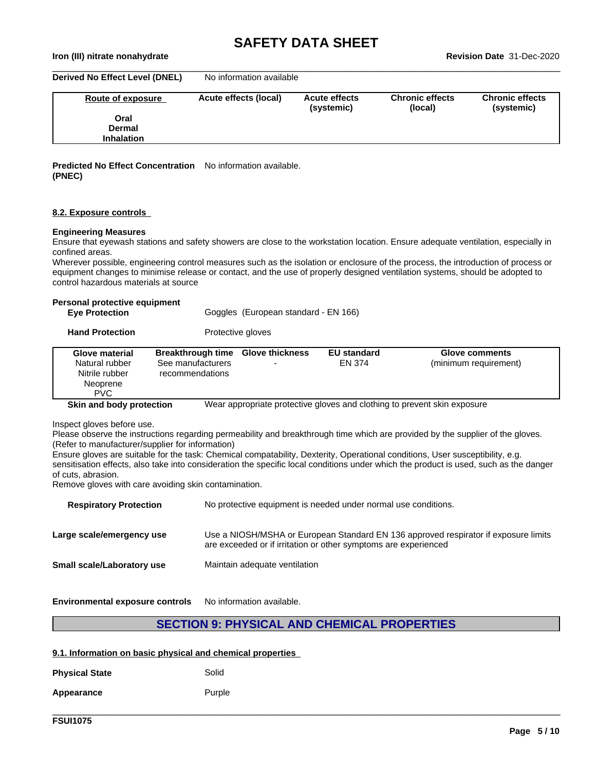**Derived No Effect Level (DNEL)** No information available

| Route of exposure | Acute effects (local) | Acute effects (systemic) | Chronic effects (local) | Chronic effects (systemic) |
|---|---|---|---|---|
| Oral | | | | |
| Dermal | | | | |
| Inhalation | | | | |

**Predicted No Effect Concentration (PNEC)** No information available.

### 8.2. Exposure controls

**Engineering Measures**

Ensure that eyewash stations and safety showers are close to the workstation location. Ensure adequate ventilation, especially in confined areas.

Wherever possible, engineering control measures such as the isolation or enclosure of the process, the introduction of process or equipment changes to minimise release or contact, and the use of properly designed ventilation systems, should be adopted to control hazardous materials at source

**Personal protective equipment**

**Eye Protection** Goggles (European standard - EN 166)

**Hand Protection** Protective gloves

| Glove material | Breakthrough time | Glove thickness | EU standard | Glove comments |
|---|---|---|---|---|
| Natural rubber<br>Nitrile rubber<br>Neoprene<br>PVC | See manufacturers recommendations | - | EN 374 | (minimum requirement) |

**Skin and body protection** Wear appropriate protective gloves and clothing to prevent skin exposure

Inspect gloves before use.
Please observe the instructions regarding permeability and breakthrough time which are provided by the supplier of the gloves. (Refer to manufacturer/supplier for information)
Ensure gloves are suitable for the task: Chemical compatability, Dexterity, Operational conditions, User susceptibility, e.g. sensitisation effects, also take into consideration the specific local conditions under which the product is used, such as the danger of cuts, abrasion.
Remove gloves with care avoiding skin contamination.

**Respiratory Protection** No protective equipment is needed under normal use conditions.

**Large scale/emergency use** Use a NIOSH/MSHA or European Standard EN 136 approved respirator if exposure limits are exceeded or if irritation or other symptoms are experienced

**Small scale/Laboratory use** Maintain adequate ventilation

**Environmental exposure controls** No information available.

## SECTION 9: PHYSICAL AND CHEMICAL PROPERTIES

### 9.1. Information on basic physical and chemical properties

**Physical State** Solid

**Appearance** Purple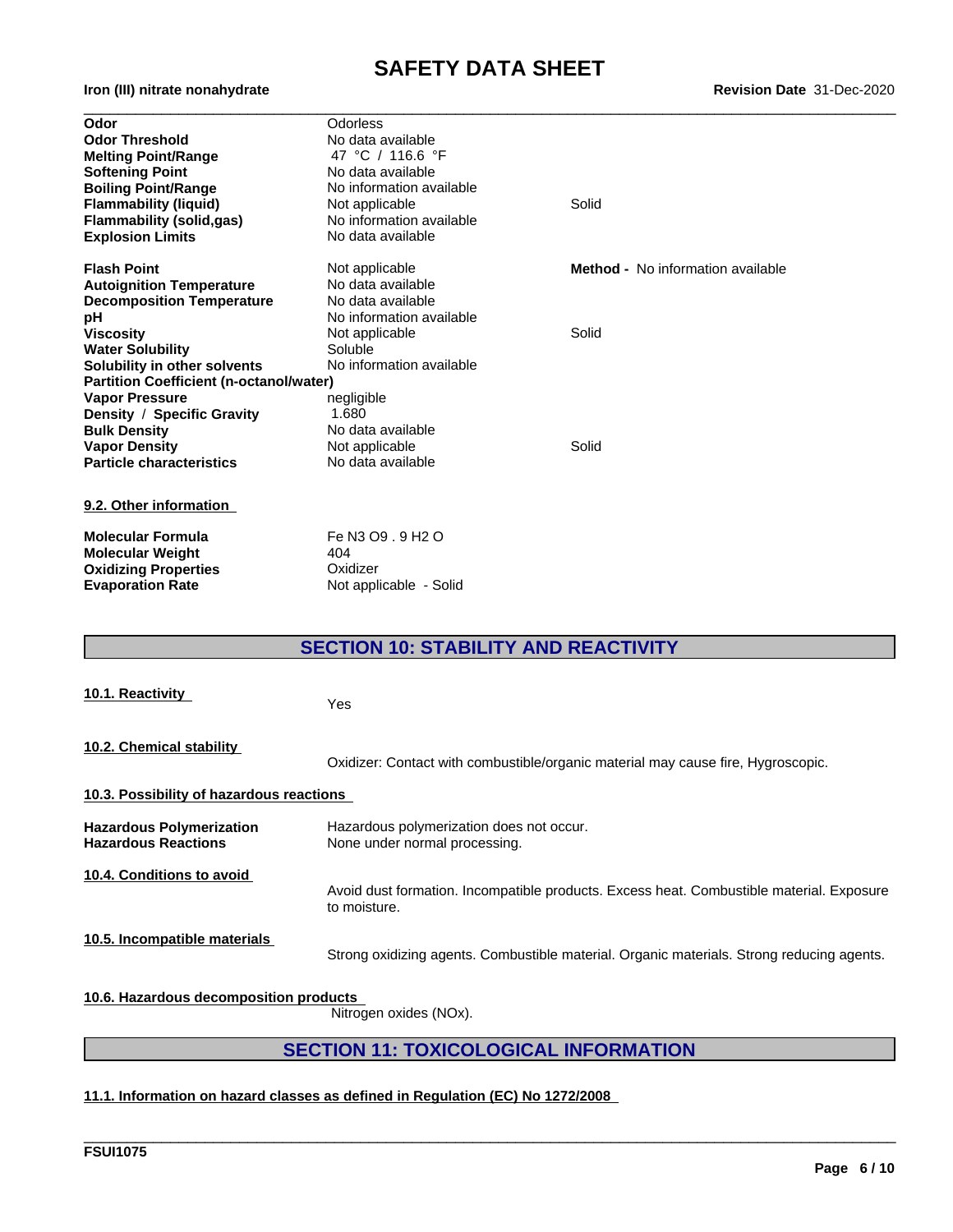| | | |
|---|---|---|
| **Odor** | Odorless | |
| **Odor Threshold** | No data available | |
| **Melting Point/Range** | 47 °C / 116.6 °F | |
| **Softening Point** | No data available | |
| **Boiling Point/Range** | No information available | |
| **Flammability (liquid)** | Not applicable | Solid |
| **Flammability (solid,gas)** | No information available | |
| **Explosion Limits** | No data available | |
| **Flash Point** | Not applicable | **Method -** No information available |
| **Autoignition Temperature** | No data available | |
| **Decomposition Temperature** | No data available | |
| **pH** | No information available | |
| **Viscosity** | Not applicable | Solid |
| **Water Solubility** | Soluble | |
| **Solubility in other solvents** | No information available | |
| **Partition Coefficient (n-octanol/water)** | | |
| **Vapor Pressure** | negligible | |
| **Density / Specific Gravity** | 1.680 | |
| **Bulk Density** | No data available | |
| **Vapor Density** | Not applicable | Solid |
| **Particle characteristics** | No data available | |

**9.2. Other information**

| | |
|---|---|
| **Molecular Formula** | Fe N3 O9 . 9 H2 O |
| **Molecular Weight** | 404 |
| **Oxidizing Properties** | Oxidizer |
| **Evaporation Rate** | Not applicable - Solid |

## SECTION 10: STABILITY AND REACTIVITY

**10.1. Reactivity**

Yes

**10.2. Chemical stability**

Oxidizer: Contact with combustible/organic material may cause fire, Hygroscopic.

**10.3. Possibility of hazardous reactions**

| | |
|---|---|
| **Hazardous Polymerization** | Hazardous polymerization does not occur. |
| **Hazardous Reactions** | None under normal processing. |

**10.4. Conditions to avoid**

Avoid dust formation. Incompatible products. Excess heat. Combustible material. Exposure to moisture.

**10.5. Incompatible materials**

Strong oxidizing agents. Combustible material. Organic materials. Strong reducing agents.

**10.6. Hazardous decomposition products**

Nitrogen oxides (NOx).

## SECTION 11: TOXICOLOGICAL INFORMATION

**11.1. Information on hazard classes as defined in Regulation (EC) No 1272/2008**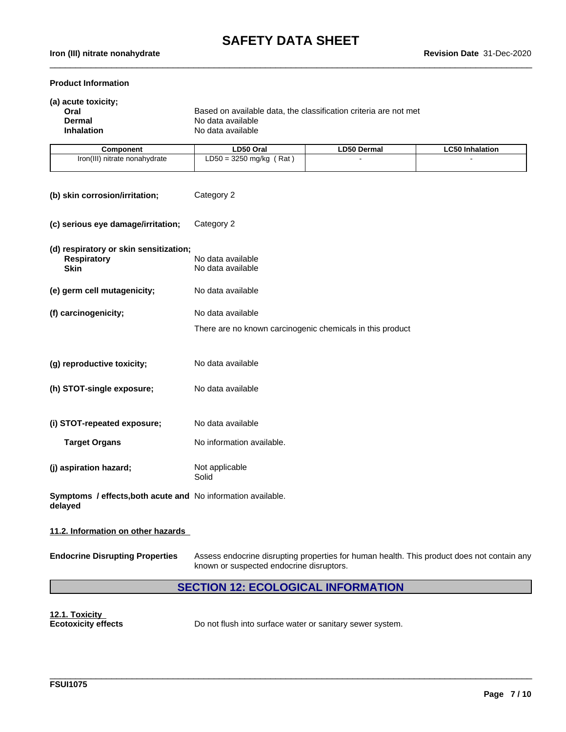**Product Information**

**(a) acute toxicity;**

| | |
|---|---|
| **Oral** | Based on available data, the classification criteria are not met |
| **Dermal** | No data available |
| **Inhalation** | No data available |

| Component | LD50 Oral | LD50 Dermal | LC50 Inhalation |
|---|---|---|---|
| Iron(III) nitrate nonahydrate | LD50 = 3250 mg/kg ( Rat ) | - | - |

**(b) skin corrosion/irritation;** Category 2

**(c) serious eye damage/irritation;** Category 2

**(d) respiratory or skin sensitization;**

| | |
|---|---|
| **Respiratory** | No data available |
| **Skin** | No data available |

**(e) germ cell mutagenicity;** No data available

**(f) carcinogenicity;** No data available

There are no known carcinogenic chemicals in this product

**(g) reproductive toxicity;** No data available

**(h) STOT-single exposure;** No data available

**(i) STOT-repeated exposure;** No data available

**Target Organs** No information available.

**(j) aspiration hazard;** Not applicable
Solid

**Symptoms / effects,both acute and delayed** No information available.

**11.2. Information on other hazards**

**Endocrine Disrupting Properties** Assess endocrine disrupting properties for human health. This product does not contain any known or suspected endocrine disruptors.

## SECTION 12: ECOLOGICAL INFORMATION

**12.1. Toxicity**
**Ecotoxicity effects** Do not flush into surface water or sanitary sewer system.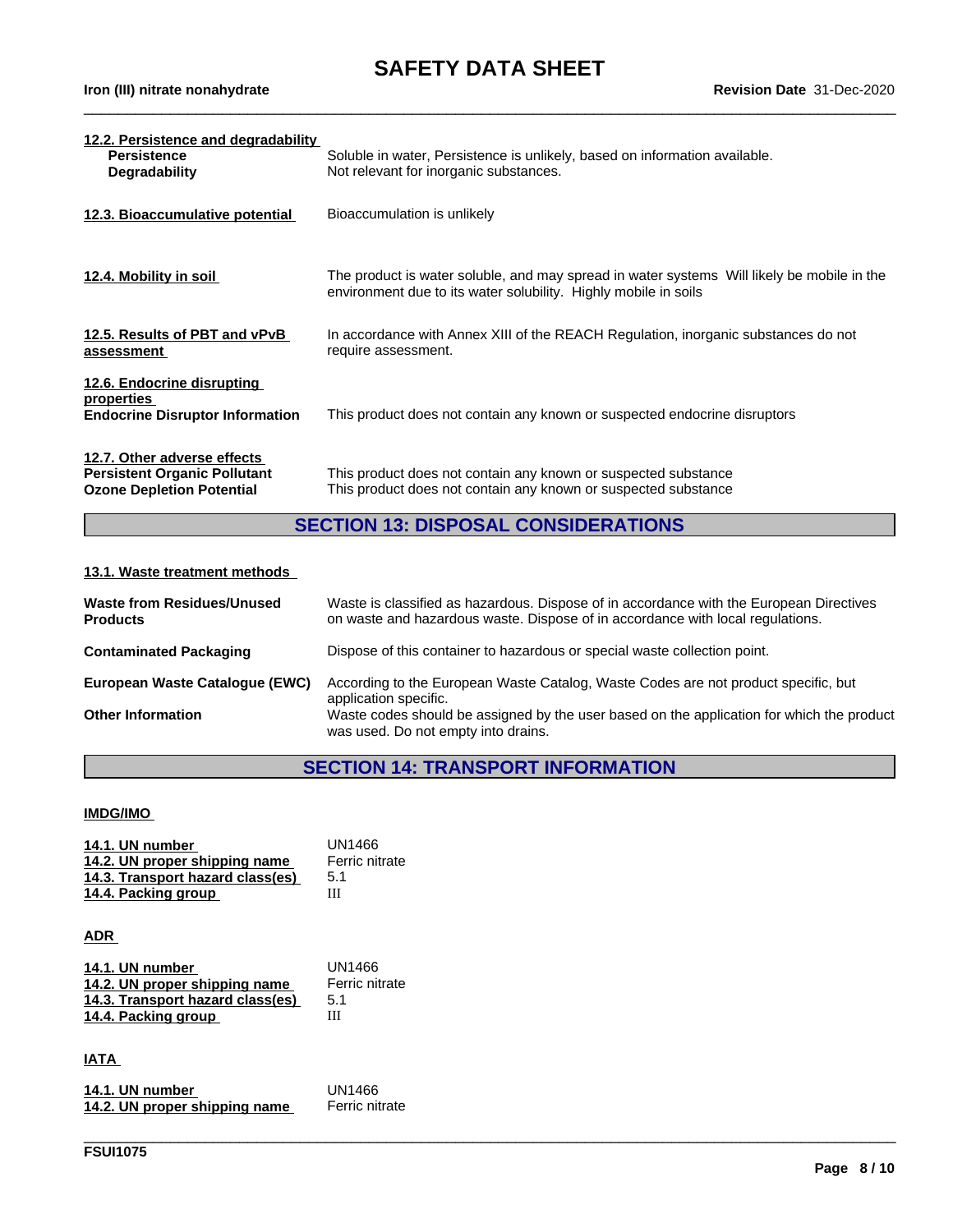**12.2. Persistence and degradability**

| | |
|---|---|
| **Persistence** | Soluble in water, Persistence is unlikely, based on information available. |
| **Degradability** | Not relevant for inorganic substances. |

**12.3. Bioaccumulative potential** — Bioaccumulation is unlikely

**12.4. Mobility in soil** — The product is water soluble, and may spread in water systems Will likely be mobile in the environment due to its water solubility. Highly mobile in soils

**12.5. Results of PBT and vPvB assessment** — In accordance with Annex XIII of the REACH Regulation, inorganic substances do not require assessment.

**12.6. Endocrine disrupting properties**

**Endocrine Disruptor Information** — This product does not contain any known or suspected endocrine disruptors

**12.7. Other adverse effects**

| | |
|---|---|
| **Persistent Organic Pollutant** | This product does not contain any known or suspected substance |
| **Ozone Depletion Potential** | This product does not contain any known or suspected substance |

## SECTION 13: DISPOSAL CONSIDERATIONS

**13.1. Waste treatment methods**

| | |
|---|---|
| **Waste from Residues/Unused Products** | Waste is classified as hazardous. Dispose of in accordance with the European Directives on waste and hazardous waste. Dispose of in accordance with local regulations. |
| **Contaminated Packaging** | Dispose of this container to hazardous or special waste collection point. |
| **European Waste Catalogue (EWC)** | According to the European Waste Catalog, Waste Codes are not product specific, but application specific. |
| **Other Information** | Waste codes should be assigned by the user based on the application for which the product was used. Do not empty into drains. |

## SECTION 14: TRANSPORT INFORMATION

**IMDG/IMO**

| | |
|---|---|
| **14.1. UN number** | UN1466 |
| **14.2. UN proper shipping name** | Ferric nitrate |
| **14.3. Transport hazard class(es)** | 5.1 |
| **14.4. Packing group** | III |

**ADR**

| | |
|---|---|
| **14.1. UN number** | UN1466 |
| **14.2. UN proper shipping name** | Ferric nitrate |
| **14.3. Transport hazard class(es)** | 5.1 |
| **14.4. Packing group** | III |

**IATA**

| | |
|---|---|
| **14.1. UN number** | UN1466 |
| **14.2. UN proper shipping name** | Ferric nitrate |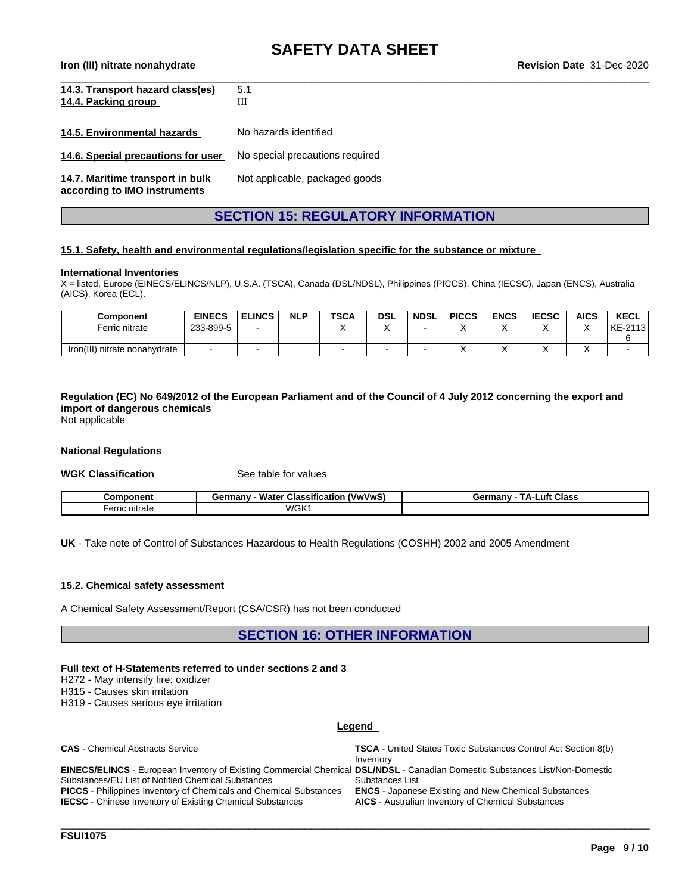**14.3. Transport hazard class(es)** 5.1

**14.4. Packing group** III

**14.5. Environmental hazards** No hazards identified

**14.6. Special precautions for user** No special precautions required

**14.7. Maritime transport in bulk according to IMO instruments** Not applicable, packaged goods

## SECTION 15: REGULATORY INFORMATION

### 15.1. Safety, health and environmental regulations/legislation specific for the substance or mixture

**International Inventories**

X = listed, Europe (EINECS/ELINCS/NLP), U.S.A. (TSCA), Canada (DSL/NDSL), Philippines (PICCS), China (IECSC), Japan (ENCS), Australia (AICS), Korea (ECL).

| Component | EINECS | ELINCS | NLP | TSCA | DSL | NDSL | PICCS | ENCS | IECSC | AICS | KECL |
|---|---|---|---|---|---|---|---|---|---|---|---|
| Ferric nitrate | 233-899-5 | - | | X | X | - | X | X | X | X | KE-21136 |
| Iron(III) nitrate nonahydrate | - | - | | - | - | - | X | X | X | X | - |

**Regulation (EC) No 649/2012 of the European Parliament and of the Council of 4 July 2012 concerning the export and import of dangerous chemicals**

Not applicable

**National Regulations**

**WGK Classification** See table for values

| Component | Germany - Water Classification (VwVwS) | Germany - TA-Luft Class |
|---|---|---|
| Ferric nitrate | WGK1 | |

**UK** - Take note of Control of Substances Hazardous to Health Regulations (COSHH) 2002 and 2005 Amendment

### 15.2. Chemical safety assessment

A Chemical Safety Assessment/Report (CSA/CSR) has not been conducted

## SECTION 16: OTHER INFORMATION

**Full text of H-Statements referred to under sections 2 and 3**

H272 - May intensify fire; oxidizer
H315 - Causes skin irritation
H319 - Causes serious eye irritation

**Legend**

**CAS** - Chemical Abstracts Service

**EINECS/ELINCS** - European Inventory of Existing Commercial Chemical Substances/EU List of Notified Chemical Substances

**PICCS** - Philippines Inventory of Chemicals and Chemical Substances

**IECSC** - Chinese Inventory of Existing Chemical Substances

**TSCA** - United States Toxic Substances Control Act Section 8(b) Inventory

**DSL/NDSL** - Canadian Domestic Substances List/Non-Domestic Substances List

**ENCS** - Japanese Existing and New Chemical Substances

**AICS** - Australian Inventory of Chemical Substances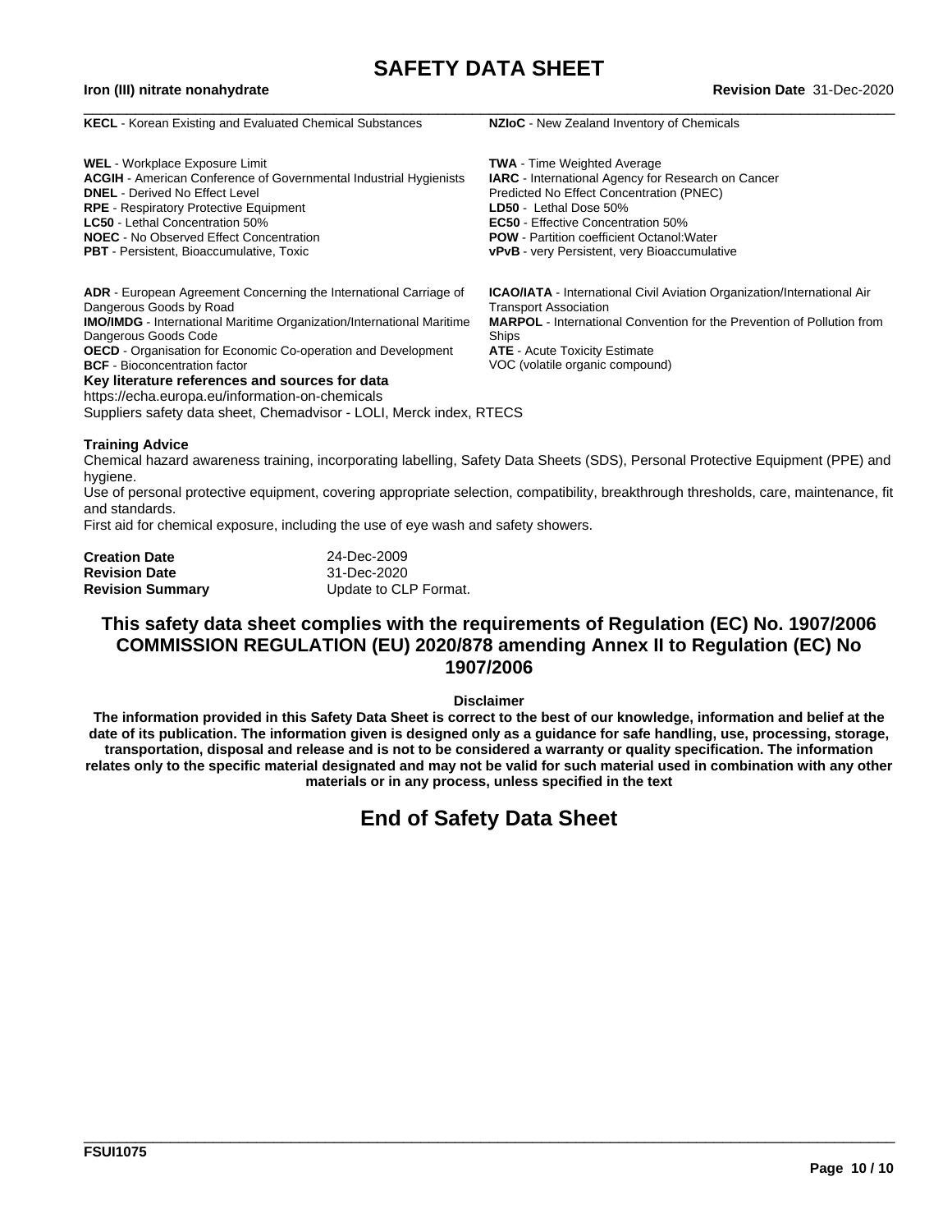**KECL** - Korean Existing and Evaluated Chemical Substances

**NZIoC** - New Zealand Inventory of Chemicals

**WEL** - Workplace Exposure Limit
**ACGIH** - American Conference of Governmental Industrial Hygienists
**DNEL** - Derived No Effect Level
**RPE** - Respiratory Protective Equipment
**LC50** - Lethal Concentration 50%
**NOEC** - No Observed Effect Concentration
**PBT** - Persistent, Bioaccumulative, Toxic

**TWA** - Time Weighted Average
**IARC** - International Agency for Research on Cancer
Predicted No Effect Concentration (PNEC)
**LD50** - Lethal Dose 50%
**EC50** - Effective Concentration 50%
**POW** - Partition coefficient Octanol:Water
**vPvB** - very Persistent, very Bioaccumulative

**ADR** - European Agreement Concerning the International Carriage of Dangerous Goods by Road
**IMO/IMDG** - International Maritime Organization/International Maritime Dangerous Goods Code
**OECD** - Organisation for Economic Co-operation and Development
**BCF** - Bioconcentration factor

**ICAO/IATA** - International Civil Aviation Organization/International Air Transport Association
**MARPOL** - International Convention for the Prevention of Pollution from Ships
**ATE** - Acute Toxicity Estimate
VOC (volatile organic compound)

**Key literature references and sources for data**
https://echa.europa.eu/information-on-chemicals
Suppliers safety data sheet, Chemadvisor - LOLI, Merck index, RTECS

**Training Advice**
Chemical hazard awareness training, incorporating labelling, Safety Data Sheets (SDS), Personal Protective Equipment (PPE) and hygiene.
Use of personal protective equipment, covering appropriate selection, compatibility, breakthrough thresholds, care, maintenance, fit and standards.
First aid for chemical exposure, including the use of eye wash and safety showers.

**Creation Date** 24-Dec-2009
**Revision Date** 31-Dec-2020
**Revision Summary** Update to CLP Format.

## This safety data sheet complies with the requirements of Regulation (EC) No. 1907/2006 COMMISSION REGULATION (EU) 2020/878 amending Annex II to Regulation (EC) No 1907/2006

**Disclaimer**

**The information provided in this Safety Data Sheet is correct to the best of our knowledge, information and belief at the date of its publication. The information given is designed only as a guidance for safe handling, use, processing, storage, transportation, disposal and release and is not to be considered a warranty or quality specification. The information relates only to the specific material designated and may not be valid for such material used in combination with any other materials or in any process, unless specified in the text**

# End of Safety Data Sheet